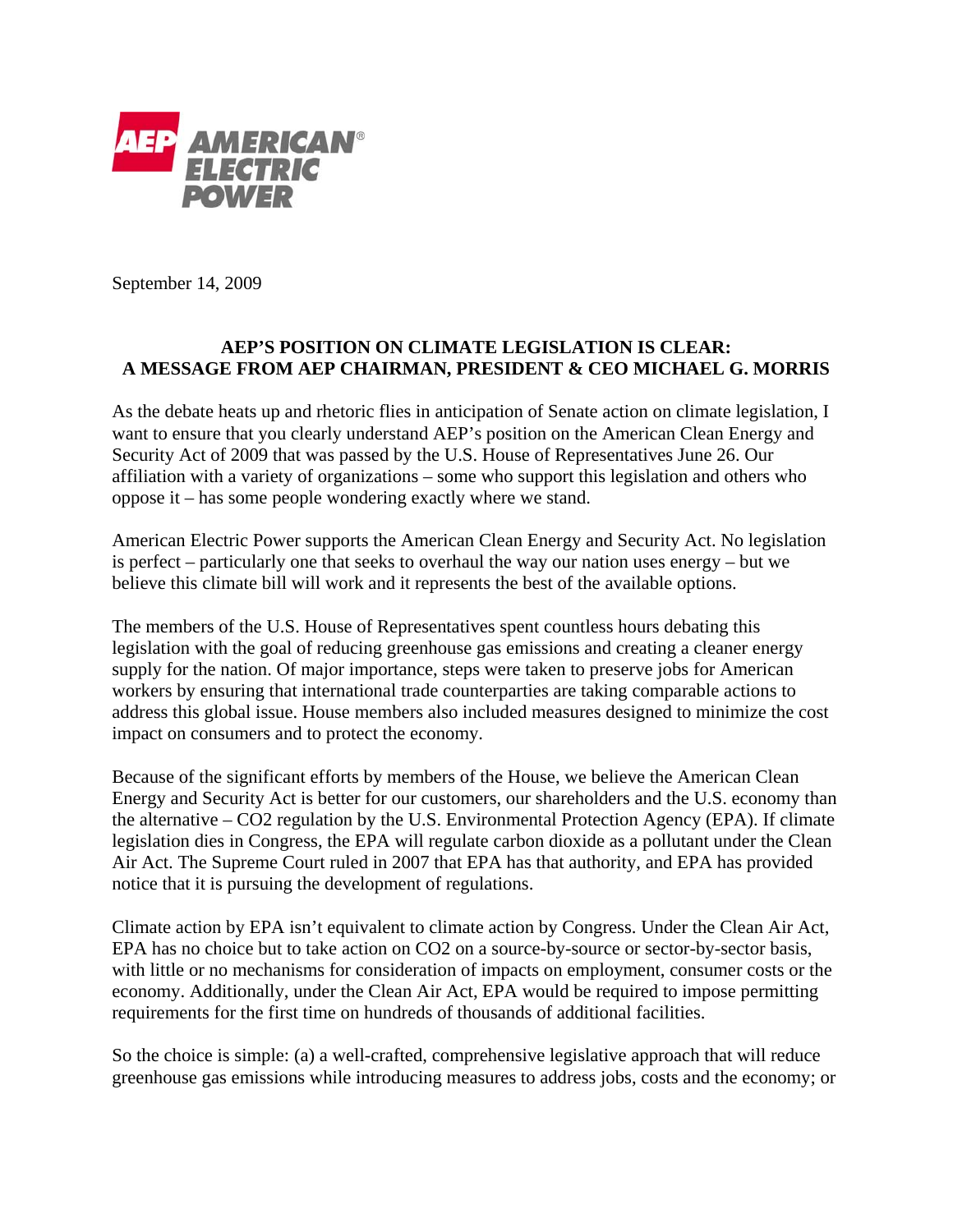**AEP AMERICAN ELECTRIC POWER**

September 14, 2009

## AEP'S POSITION ON CLIMATE LEGISLATION IS CLEAR: A MESSAGE FROM AEP CHAIRMAN, PRESIDENT & CEO MICHAEL G. MORRIS

As the debate heats up and rhetoric flies in anticipation of Senate action on climate legislation, I want to ensure that you clearly understand AEP's position on the American Clean Energy and Security Act of 2009 that was passed by the U.S. House of Representatives June 26. Our affiliation with a variety of organizations – some who support this legislation and others who oppose it – has some people wondering exactly where we stand.

American Electric Power supports the American Clean Energy and Security Act. No legislation is perfect – particularly one that seeks to overhaul the way our nation uses energy – but we believe this climate bill will work and it represents the best of the available options.

The members of the U.S. House of Representatives spent countless hours debating this legislation with the goal of reducing greenhouse gas emissions and creating a cleaner energy supply for the nation. Of major importance, steps were taken to preserve jobs for American workers by ensuring that international trade counterparties are taking comparable actions to address this global issue. House members also included measures designed to minimize the cost impact on consumers and to protect the economy.

Because of the significant efforts by members of the House, we believe the American Clean Energy and Security Act is better for our customers, our shareholders and the U.S. economy than the alternative – $CO_2$ regulation by the U.S. Environmental Protection Agency (EPA). If climate legislation dies in Congress, the EPA will regulate carbon dioxide as a pollutant under the Clean Air Act. The Supreme Court ruled in 2007 that EPA has that authority, and EPA has provided notice that it is pursuing the development of regulations.

Climate action by EPA isn't equivalent to climate action by Congress. Under the Clean Air Act, EPA has no choice but to take action on $CO_2$ on a source-by-source or sector-by-sector basis, with little or no mechanisms for consideration of impacts on employment, consumer costs or the economy. Additionally, under the Clean Air Act, EPA would be required to impose permitting requirements for the first time on hundreds of thousands of additional facilities.

So the choice is simple: (a) a well-crafted, comprehensive legislative approach that will reduce greenhouse gas emissions while introducing measures to address jobs, costs and the economy; or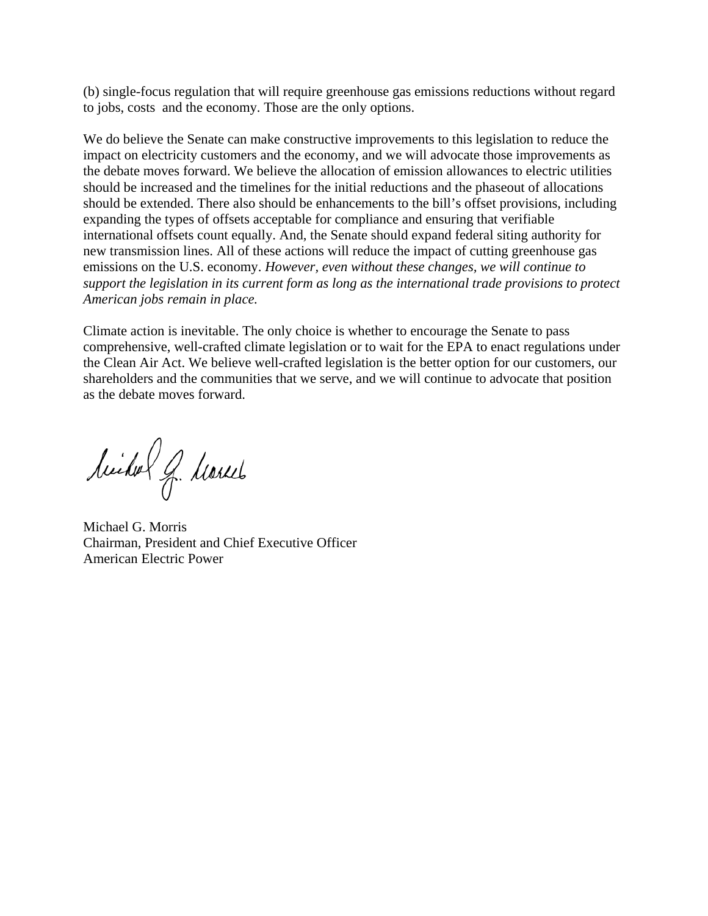(b) single-focus regulation that will require greenhouse gas emissions reductions without regard to jobs, costs and the economy. Those are the only options.

We do believe the Senate can make constructive improvements to this legislation to reduce the impact on electricity customers and the economy, and we will advocate those improvements as the debate moves forward. We believe the allocation of emission allowances to electric utilities should be increased and the timelines for the initial reductions and the phaseout of allocations should be extended. There also should be enhancements to the bill's offset provisions, including expanding the types of offsets acceptable for compliance and ensuring that verifiable international offsets count equally. And, the Senate should expand federal siting authority for new transmission lines. All of these actions will reduce the impact of cutting greenhouse gas emissions on the U.S. economy. *However, even without these changes, we will continue to support the legislation in its current form as long as the international trade provisions to protect American jobs remain in place.*

Climate action is inevitable. The only choice is whether to encourage the Senate to pass comprehensive, well-crafted climate legislation or to wait for the EPA to enact regulations under the Clean Air Act. We believe well-crafted legislation is the better option for our customers, our shareholders and the communities that we serve, and we will continue to advocate that position as the debate moves forward.

Michael G. Morris
Chairman, President and Chief Executive Officer
American Electric Power